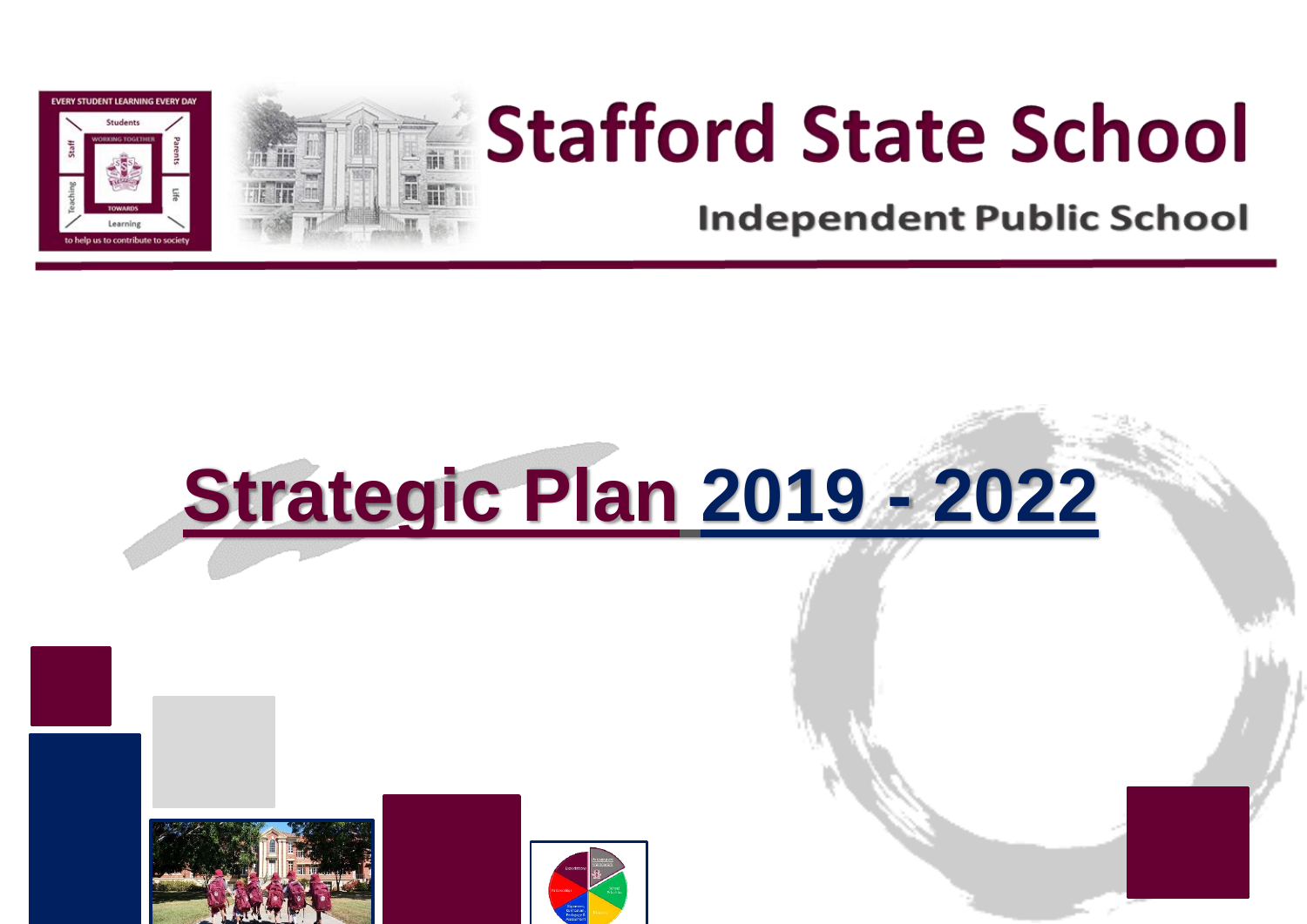# Stafford State School

**Independent Public School**

# Strategic Plan 2019 - 2022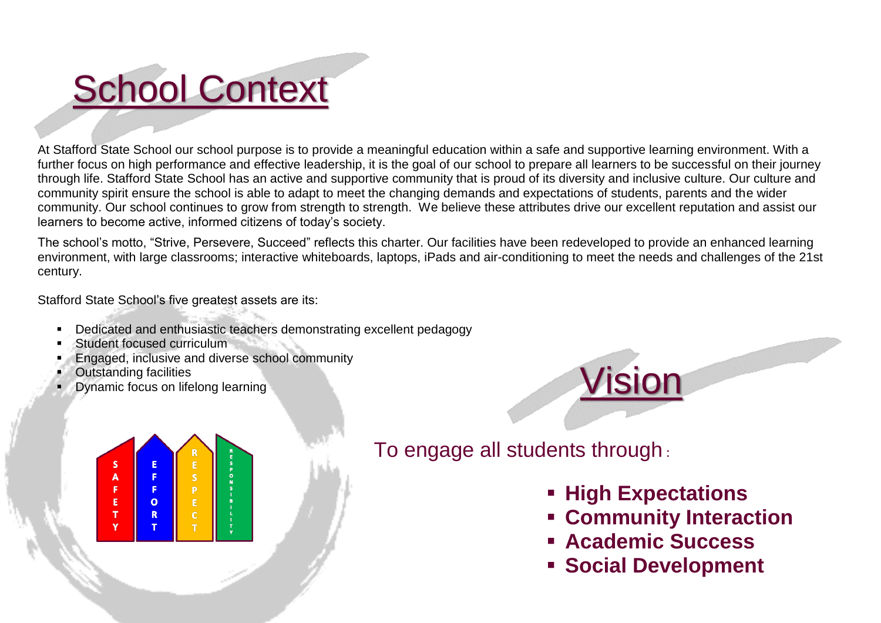# School Context

At Stafford State School our school purpose is to provide a meaningful education within a safe and supportive learning environment. With a further focus on high performance and effective leadership, it is the goal of our school to prepare all learners to be successful on their journey through life. Stafford State School has an active and supportive community that is proud of its diversity and inclusive culture. Our culture and community spirit ensure the school is able to adapt to meet the changing demands and expectations of students, parents and the wider community. Our school continues to grow from strength to strength. We believe these attributes drive our excellent reputation and assist our learners to become active, informed citizens of today's society.

The school's motto, "Strive, Persevere, Succeed" reflects this charter. Our facilities have been redeveloped to provide an enhanced learning environment, with large classrooms; interactive whiteboards, laptops, iPads and air-conditioning to meet the needs and challenges of the 21st century.

Stafford State School's five greatest assets are its:

- Dedicated and enthusiastic teachers demonstrating excellent pedagogy
- Student focused curriculum
- Engaged, inclusive and diverse school community
- Outstanding facilities
- Dynamic focus on lifelong learning

SAFETY | EFFORT | RESPECT | RESPONSIBILITY

# Vision

To engage all students through:

- **High Expectations**
- **Community Interaction**
- **Academic Success**
- **Social Development**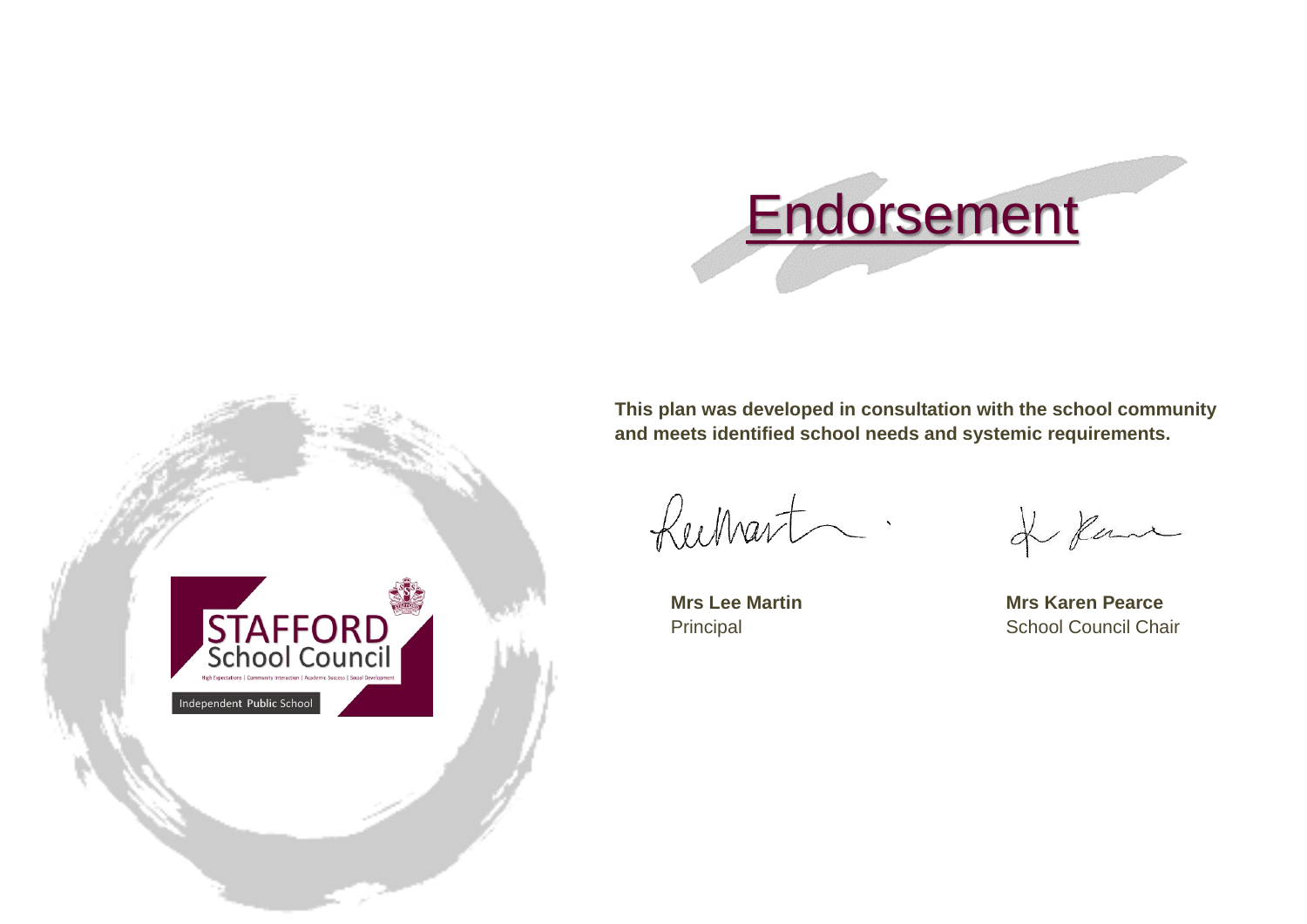# Endorsement

**This plan was developed in consultation with the school community and meets identified school needs and systemic requirements.**

**Mrs Lee Martin**
Principal

**Mrs Karen Pearce**
School Council Chair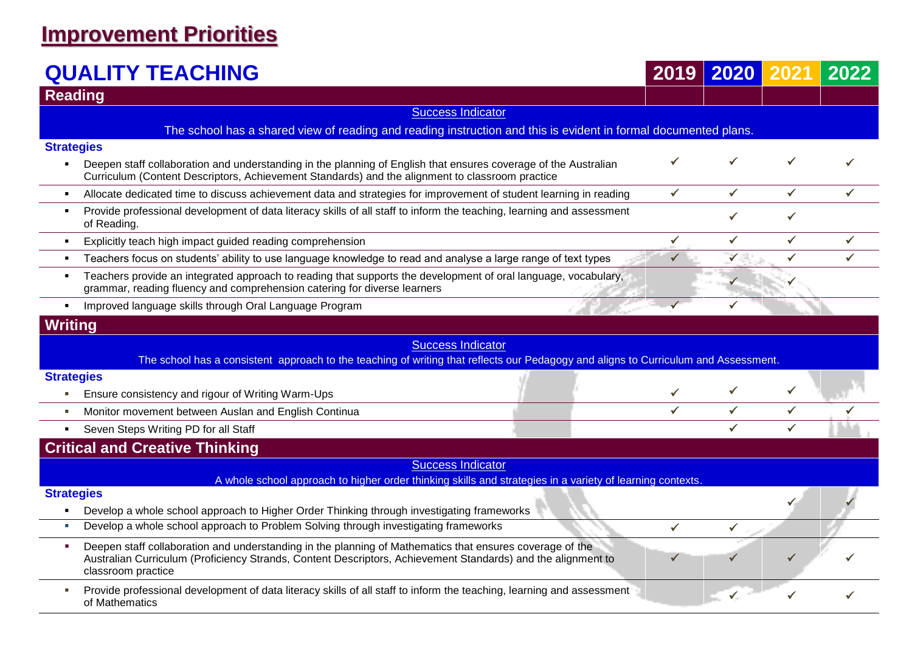# Improvement Priorities

## QUALITY TEACHING

| Reading | 2019 | 2020 | 2021 | 2022 |
|---|---|---|---|---|
| **Success Indicator:** The school has a shared view of reading and reading instruction and this is evident in formal documented plans. | | | | |
| **Strategies** | | | | |
| Deepen staff collaboration and understanding in the planning of English that ensures coverage of the Australian Curriculum (Content Descriptors, Achievement Standards) and the alignment to classroom practice | ✓ | ✓ | ✓ | ✓ |
| Allocate dedicated time to discuss achievement data and strategies for improvement of student learning in reading | ✓ | ✓ | ✓ | ✓ |
| Provide professional development of data literacy skills of all staff to inform the teaching, learning and assessment of Reading. | | ✓ | ✓ | |
| Explicitly teach high impact guided reading comprehension | ✓ | ✓ | ✓ | ✓ |
| Teachers focus on students' ability to use language knowledge to read and analyse a large range of text types | ✓ | ✓ | ✓ | ✓ |
| Teachers provide an integrated approach to reading that supports the development of oral language, vocabulary, grammar, reading fluency and comprehension catering for diverse learners | | ✓ | ✓ | |
| Improved language skills through Oral Language Program | ✓ | ✓ | | |

| Writing | 2019 | 2020 | 2021 | 2022 |
|---|---|---|---|---|
| **Success Indicator:** The school has a consistent approach to the teaching of writing that reflects our Pedagogy and aligns to Curriculum and Assessment. | | | | |
| **Strategies** | | | | |
| Ensure consistency and rigour of Writing Warm-Ups | ✓ | ✓ | ✓ | |
| Monitor movement between Auslan and English Continua | ✓ | ✓ | ✓ | ✓ |
| Seven Steps Writing PD for all Staff | | ✓ | ✓ | |

| Critical and Creative Thinking | 2019 | 2020 | 2021 | 2022 |
|---|---|---|---|---|
| **Success Indicator:** A whole school approach to higher order thinking skills and strategies in a variety of learning contexts. | | | | |
| **Strategies** | | | | |
| Develop a whole school approach to Higher Order Thinking through investigating frameworks | | | ✓ | ✓ |
| Develop a whole school approach to Problem Solving through investigating frameworks | ✓ | ✓ | | |
| Deepen staff collaboration and understanding in the planning of Mathematics that ensures coverage of the Australian Curriculum (Proficiency Strands, Content Descriptors, Achievement Standards) and the alignment to classroom practice | ✓ | ✓ | ✓ | ✓ |
| Provide professional development of data literacy skills of all staff to inform the teaching, learning and assessment of Mathematics | | ✓ | ✓ | ✓ |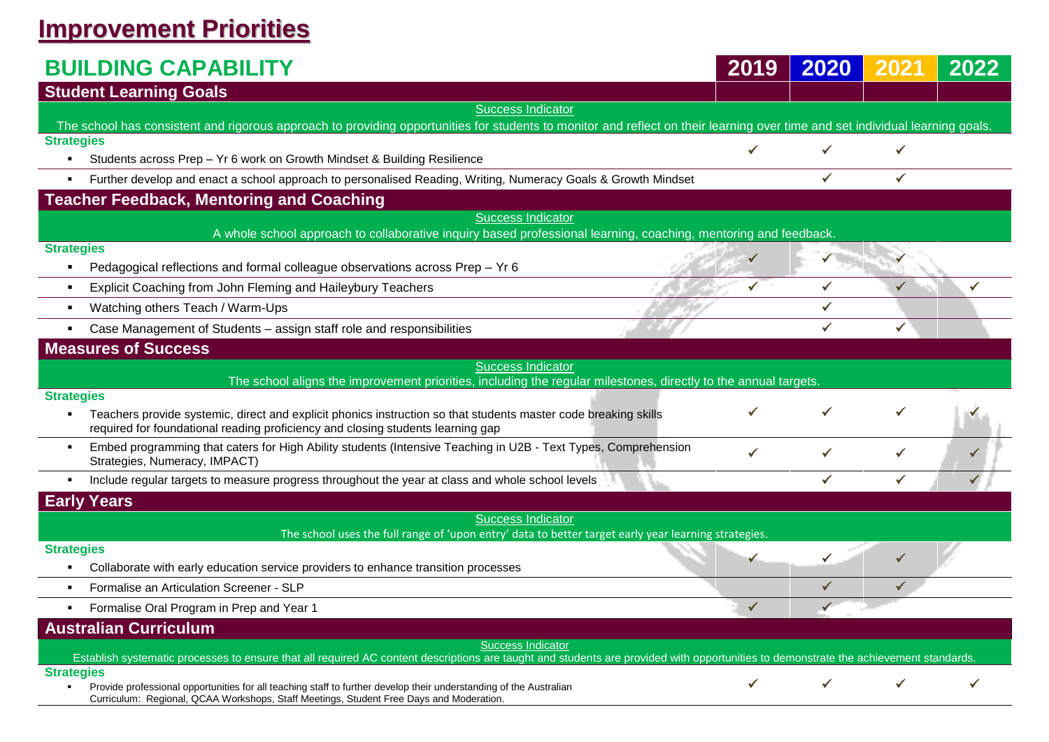# Improvement Priorities

## BUILDING CAPABILITY

| | 2019 | 2020 | 2021 | 2022 |
|---|---|---|---|---|
| **Student Learning Goals** | | | | |
| Success Indicator: The school has consistent and rigorous approach to providing opportunities for students to monitor and reflect on their learning over time and set individual learning goals. | | | | |
| **Strategies** | | | | |
| Students across Prep – Yr 6 work on Growth Mindset & Building Resilience | ✓ | ✓ | ✓ | |
| Further develop and enact a school approach to personalised Reading, Writing, Numeracy Goals & Growth Mindset | | ✓ | ✓ | |
| **Teacher Feedback, Mentoring and Coaching** | | | | |
| Success Indicator: A whole school approach to collaborative inquiry based professional learning, coaching, mentoring and feedback. | | | | |
| **Strategies** | | | | |
| Pedagogical reflections and formal colleague observations across Prep – Yr 6 | ✓ | ✓ | ✓ | |
| Explicit Coaching from John Fleming and Haileybury Teachers | ✓ | ✓ | ✓ | ✓ |
| Watching others Teach / Warm-Ups | | ✓ | | |
| Case Management of Students – assign staff role and responsibilities | | ✓ | ✓ | |
| **Measures of Success** | | | | |
| Success Indicator: The school aligns the improvement priorities, including the regular milestones, directly to the annual targets. | | | | |
| **Strategies** | | | | |
| Teachers provide systemic, direct and explicit phonics instruction so that students master code breaking skills required for foundational reading proficiency and closing students learning gap | ✓ | ✓ | ✓ | ✓ |
| Embed programming that caters for High Ability students (Intensive Teaching in U2B - Text Types, Comprehension Strategies, Numeracy, IMPACT) | ✓ | ✓ | ✓ | ✓ |
| Include regular targets to measure progress throughout the year at class and whole school levels | | ✓ | ✓ | ✓ |
| **Early Years** | | | | |
| Success Indicator: The school uses the full range of 'upon entry' data to better target early year learning strategies. | | | | |
| **Strategies** | | | | |
| Collaborate with early education service providers to enhance transition processes | ✓ | ✓ | ✓ | |
| Formalise an Articulation Screener - SLP | | ✓ | ✓ | |
| Formalise Oral Program in Prep and Year 1 | ✓ | ✓ | | |
| **Australian Curriculum** | | | | |
| Success Indicator: Establish systematic processes to ensure that all required AC content descriptions are taught and students are provided with opportunities to demonstrate the achievement standards. | | | | |
| **Strategies** | | | | |
| Provide professional opportunities for all teaching staff to further develop their understanding of the Australian Curriculum: Regional, QCAA Workshops, Staff Meetings, Student Free Days and Moderation. | ✓ | ✓ | ✓ | ✓ |